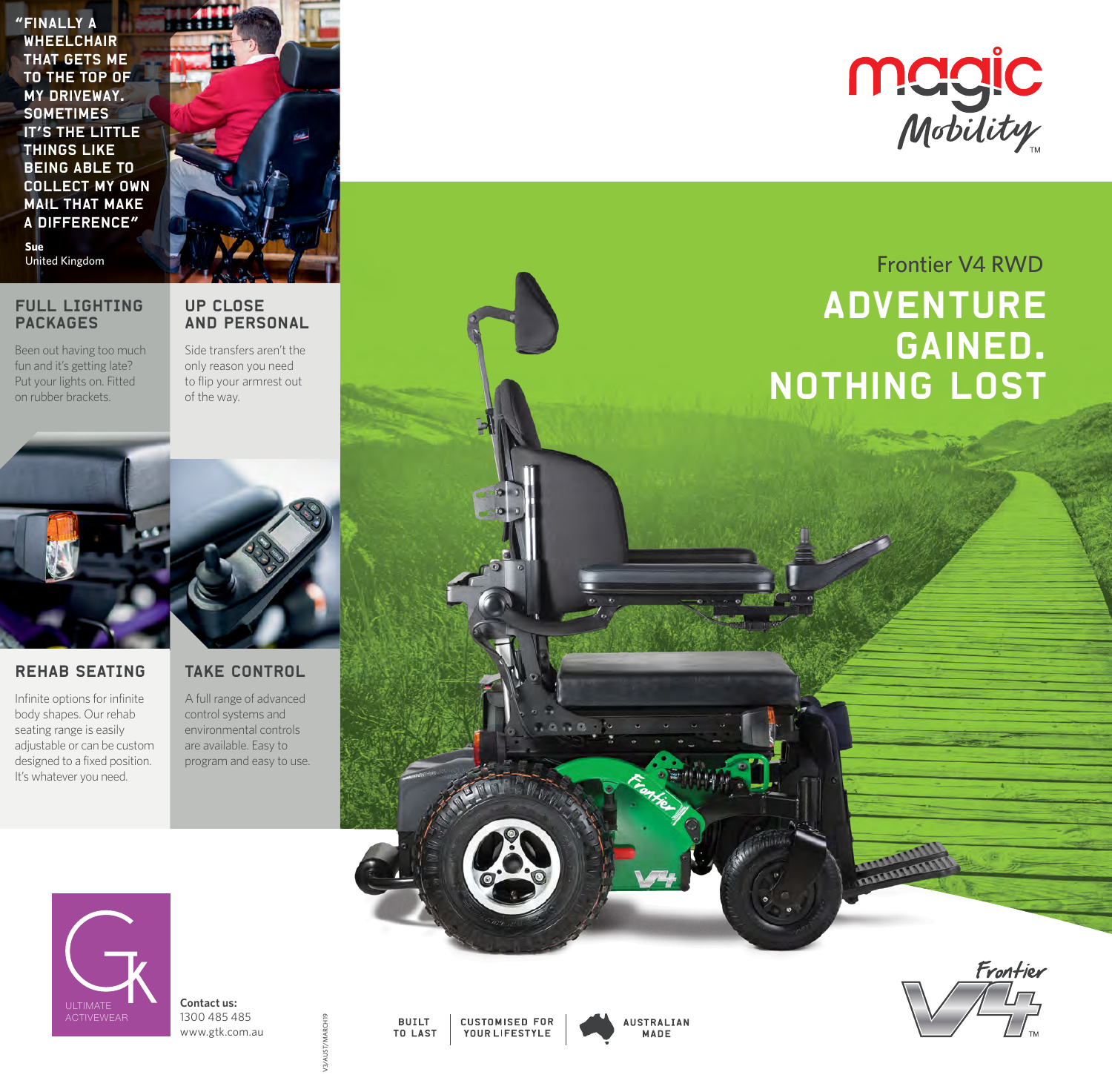magic Mobility™

## Frontier V4 RWD

# ADVENTURE GAINED. NOTHING LOST

> "FINALLY A WHEELCHAIR THAT GETS ME TO THE TOP OF MY DRIVEWAY. SOMETIMES IT'S THE LITTLE THINGS LIKE BEING ABLE TO COLLECT MY OWN MAIL THAT MAKE A DIFFERENCE"
>
> **Sue**
> United Kingdom

### FULL LIGHTING PACKAGES

Been out having too much fun and it's getting late? Put your lights on. Fitted on rubber brackets.

### UP CLOSE AND PERSONAL

Side transfers aren't the only reason you need to flip your armrest out of the way.

### REHAB SEATING

Infinite options for infinite body shapes. Our rehab seating range is easily adjustable or can be custom designed to a fixed position. It's whatever you need.

### TAKE CONTROL

A full range of advanced control systems and environmental controls are available. Easy to program and easy to use.

GK ULTIMATE ACTIVEWEAR

**Contact us:**
1300 485 485
www.gtk.com.au

V3/AUST/MARCH19

BUILT TO LAST | CUSTOMISED FOR YOUR LIFESTYLE | AUSTRALIAN MADE

Frontier V4™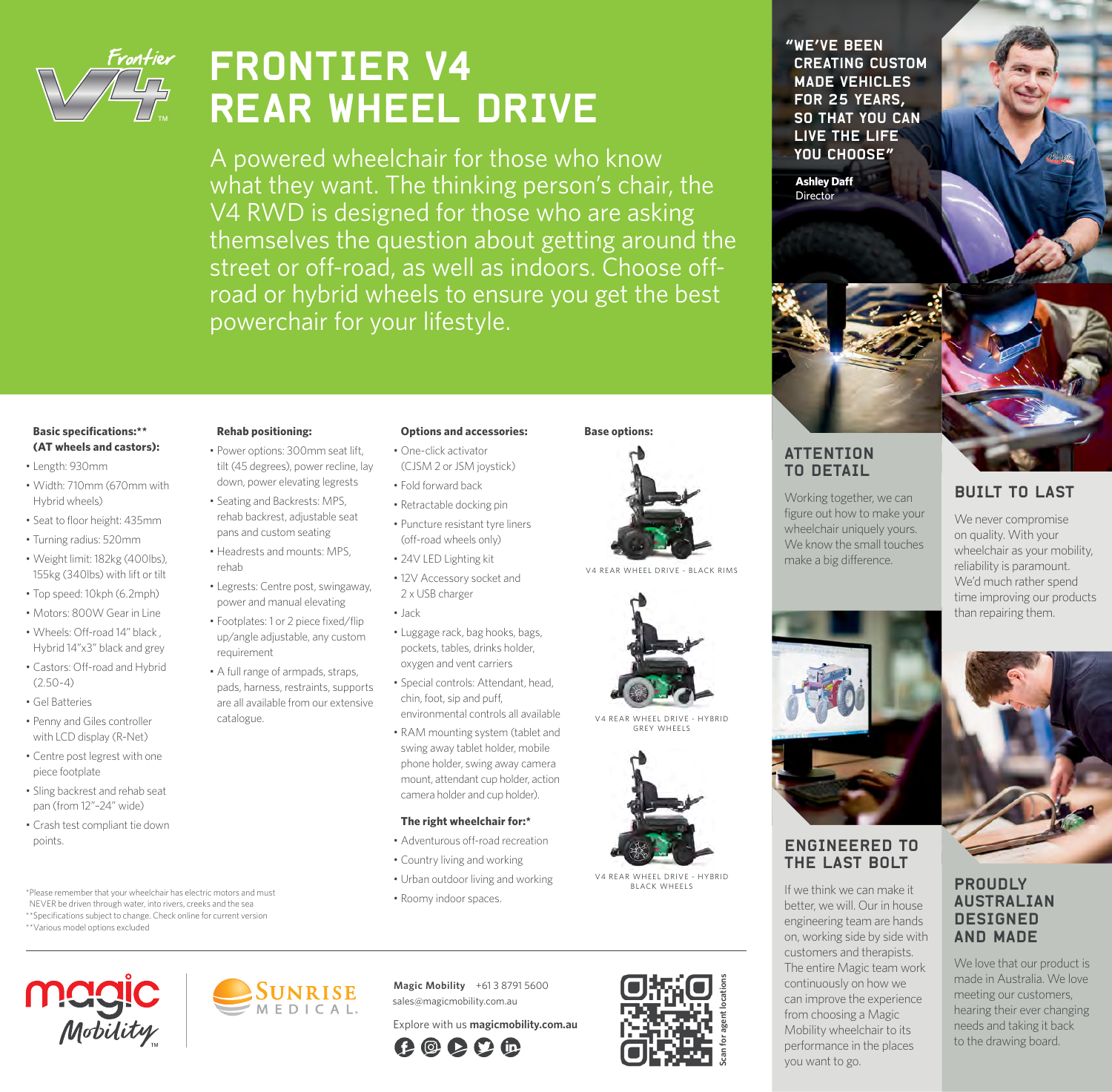# FRONTIER V4 REAR WHEEL DRIVE

A powered wheelchair for those who know what they want. The thinking person's chair, the V4 RWD is designed for those who are asking themselves the question about getting around the street or off-road, as well as indoors. Choose off-road or hybrid wheels to ensure you get the best powerchair for your lifestyle.

**Basic specifications:**
**(AT wheels and castors):**

- Length: 930mm
- Width: 710mm (670mm with Hybrid wheels)
- Seat to floor height: 435mm
- Turning radius: 520mm
- Weight limit: 182kg (400lbs), 155kg (340lbs) with lift or tilt
- Top speed: 10kph (6.2mph)
- Motors: 800W Gear in Line
- Wheels: Off-road 14" black, Hybrid 14"x3" black and grey
- Castors: Off-road and Hybrid (2.50-4)
- Gel Batteries
- Penny and Giles controller with LCD display (R-Net)
- Centre post legrest with one piece footplate
- Sling backrest and rehab seat pan (from 12"-24" wide)
- Crash test compliant tie down points.

**Rehab positioning:**

- Power options: 300mm seat lift, tilt (45 degrees), power recline, lay down, power elevating legrests
- Seating and Backrests: MPS, rehab backrest, adjustable seat pans and custom seating
- Headrests and mounts: MPS, rehab
- Legrests: Centre post, swingaway, power and manual elevating
- Footplates: 1 or 2 piece fixed/flip up/angle adjustable, any custom requirement
- A full range of armpads, straps, pads, harness, restraints, supports are all available from our extensive catalogue.

**Options and accessories:**

- One-click activator (CJSM 2 or JSM joystick)
- Fold forward back
- Retractable docking pin
- Puncture resistant tyre liners (off-road wheels only)
- 24V LED Lighting kit
- 12V Accessory socket and 2 x USB charger
- Jack
- Luggage rack, bag hooks, bags, pockets, tables, drinks holder, oxygen and vent carriers
- Special controls: Attendant, head, chin, foot, sip and puff, environmental controls all available
- RAM mounting system (tablet and swing away tablet holder, mobile phone holder, swing away camera mount, attendant cup holder, action camera holder and cup holder).

**The right wheelchair for:***

- Adventurous off-road recreation
- Country living and working
- Urban outdoor living and working
- Roomy indoor spaces.

**Base options:**

V4 REAR WHEEL DRIVE - BLACK RIMS

V4 REAR WHEEL DRIVE - HYBRID GREY WHEELS

V4 REAR WHEEL DRIVE - HYBRID BLACK WHEELS

*Please remember that your wheelchair has electric motors and must NEVER be driven through water, into rivers, creeks and the sea
**Specifications subject to change. Check online for current version
**Various model options excluded

"WE'VE BEEN CREATING CUSTOM MADE VEHICLES FOR 25 YEARS, SO THAT YOU CAN LIVE THE LIFE YOU CHOOSE"

**Ashley Daff**
Director

## ATTENTION TO DETAIL

Working together, we can figure out how to make your wheelchair uniquely yours. We know the small touches make a big difference.

## BUILT TO LAST

We never compromise on quality. With your wheelchair as your mobility, reliability is paramount. We'd much rather spend time improving our products than repairing them.

## ENGINEERED TO THE LAST BOLT

If we think we can make it better, we will. Our in house engineering team are hands on, working side by side with customers and therapists. The entire Magic team work continuously on how we can improve the experience from choosing a Magic Mobility wheelchair to its performance in the places you want to go.

## PROUDLY AUSTRALIAN DESIGNED AND MADE

We love that our product is made in Australia. We love meeting our customers, hearing their ever changing needs and taking it back to the drawing board.

magic Mobility

SUNRISE MEDICAL.

**Magic Mobility** +61 3 8791 5600
sales@magicmobility.com.au

Explore with us **magicmobility.com.au**

Scan for agent locations